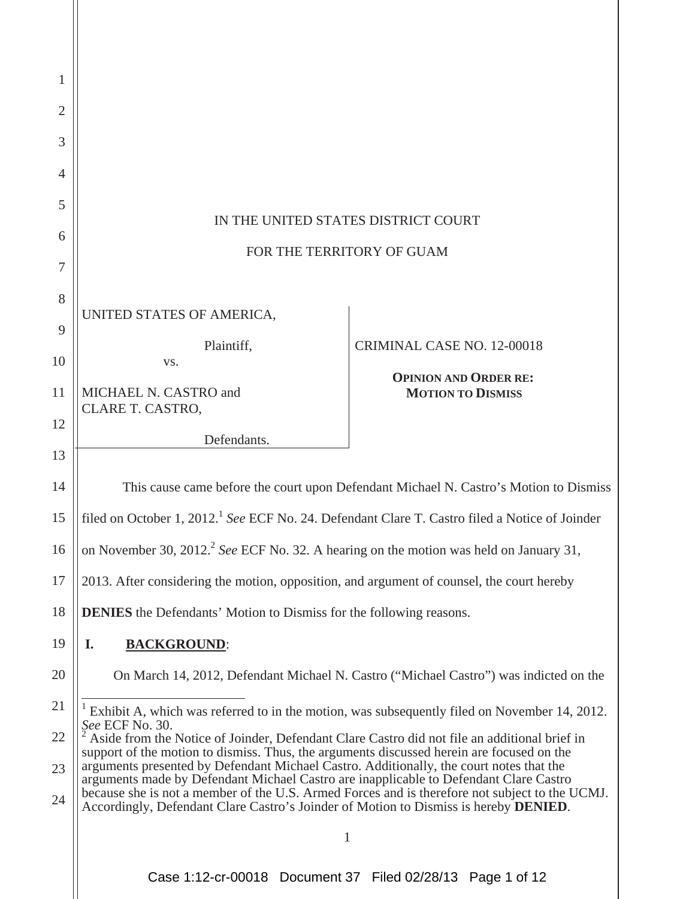IN THE UNITED STATES DISTRICT COURT

FOR THE TERRITORY OF GUAM

| | |
|---|---|
| UNITED STATES OF AMERICA,<br><br>Plaintiff,<br><br>vs.<br><br>MICHAEL N. CASTRO and CLARE T. CASTRO,<br><br>Defendants. | CRIMINAL CASE NO. 12-00018<br><br>**OPINION AND ORDER RE: MOTION TO DISMISS** |

This cause came before the court upon Defendant Michael N. Castro's Motion to Dismiss filed on October 1, 2012.[1] *See* ECF No. 24. Defendant Clare T. Castro filed a Notice of Joinder on November 30, 2012.[2] *See* ECF No. 32. A hearing on the motion was held on January 31, 2013. After considering the motion, opposition, and argument of counsel, the court hereby **DENIES** the Defendants' Motion to Dismiss for the following reasons.

## I. BACKGROUND:

On March 14, 2012, Defendant Michael N. Castro ("Michael Castro") was indicted on the

---

[1] Exhibit A, which was referred to in the motion, was subsequently filed on November 14, 2012. *See* ECF No. 30.

[2] Aside from the Notice of Joinder, Defendant Clare Castro did not file an additional brief in support of the motion to dismiss. Thus, the arguments discussed herein are focused on the arguments presented by Defendant Michael Castro. Additionally, the court notes that the arguments made by Defendant Michael Castro are inapplicable to Defendant Clare Castro because she is not a member of the U.S. Armed Forces and is therefore not subject to the UCMJ. Accordingly, Defendant Clare Castro's Joinder of Motion to Dismiss is hereby **DENIED**.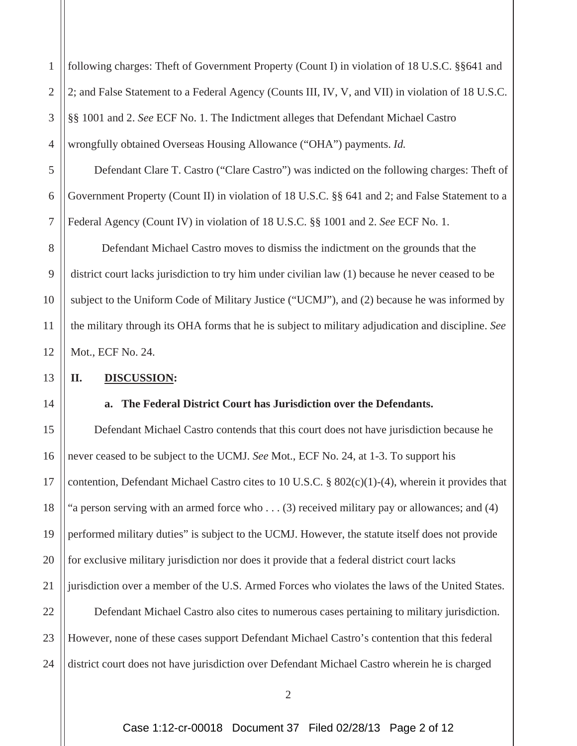following charges: Theft of Government Property (Count I) in violation of 18 U.S.C. §§641 and 2; and False Statement to a Federal Agency (Counts III, IV, V, and VII) in violation of 18 U.S.C. §§ 1001 and 2. *See* ECF No. 1. The Indictment alleges that Defendant Michael Castro wrongfully obtained Overseas Housing Allowance ("OHA") payments. *Id.*

Defendant Clare T. Castro ("Clare Castro") was indicted on the following charges: Theft of Government Property (Count II) in violation of 18 U.S.C. §§ 641 and 2; and False Statement to a Federal Agency (Count IV) in violation of 18 U.S.C. §§ 1001 and 2. *See* ECF No. 1.

Defendant Michael Castro moves to dismiss the indictment on the grounds that the district court lacks jurisdiction to try him under civilian law (1) because he never ceased to be subject to the Uniform Code of Military Justice ("UCMJ"), and (2) because he was informed by the military through its OHA forms that he is subject to military adjudication and discipline. *See* Mot., ECF No. 24.

## II. <u>DISCUSSION</u>:

### a. The Federal District Court has Jurisdiction over the Defendants.

Defendant Michael Castro contends that this court does not have jurisdiction because he never ceased to be subject to the UCMJ. *See* Mot., ECF No. 24, at 1-3. To support his contention, Defendant Michael Castro cites to 10 U.S.C. § 802(c)(1)-(4), wherein it provides that "a person serving with an armed force who . . . (3) received military pay or allowances; and (4) performed military duties" is subject to the UCMJ. However, the statute itself does not provide for exclusive military jurisdiction nor does it provide that a federal district court lacks jurisdiction over a member of the U.S. Armed Forces who violates the laws of the United States.

Defendant Michael Castro also cites to numerous cases pertaining to military jurisdiction. However, none of these cases support Defendant Michael Castro's contention that this federal district court does not have jurisdiction over Defendant Michael Castro wherein he is charged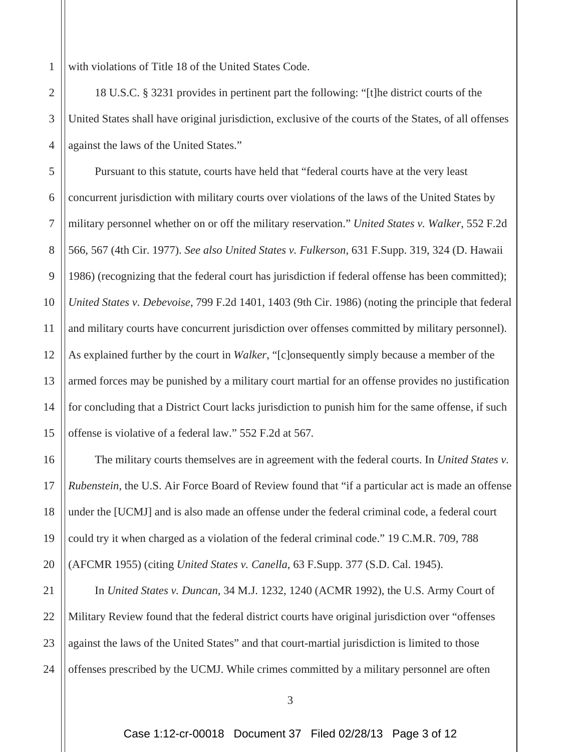with violations of Title 18 of the United States Code.

18 U.S.C. § 3231 provides in pertinent part the following: "[t]he district courts of the United States shall have original jurisdiction, exclusive of the courts of the States, of all offenses against the laws of the United States."

Pursuant to this statute, courts have held that "federal courts have at the very least concurrent jurisdiction with military courts over violations of the laws of the United States by military personnel whether on or off the military reservation." *United States v. Walker*, 552 F.2d 566, 567 (4th Cir. 1977). *See also United States v. Fulkerson*, 631 F.Supp. 319, 324 (D. Hawaii 1986) (recognizing that the federal court has jurisdiction if federal offense has been committed); *United States v. Debevoise*, 799 F.2d 1401, 1403 (9th Cir. 1986) (noting the principle that federal and military courts have concurrent jurisdiction over offenses committed by military personnel). As explained further by the court in *Walker*, "[c]onsequently simply because a member of the armed forces may be punished by a military court martial for an offense provides no justification for concluding that a District Court lacks jurisdiction to punish him for the same offense, if such offense is violative of a federal law." 552 F.2d at 567.

The military courts themselves are in agreement with the federal courts. In *United States v. Rubenstein*, the U.S. Air Force Board of Review found that "if a particular act is made an offense under the [UCMJ] and is also made an offense under the federal criminal code, a federal court could try it when charged as a violation of the federal criminal code." 19 C.M.R. 709, 788 (AFCMR 1955) (citing *United States v. Canella*, 63 F.Supp. 377 (S.D. Cal. 1945).

In *United States v. Duncan*, 34 M.J. 1232, 1240 (ACMR 1992), the U.S. Army Court of Military Review found that the federal district courts have original jurisdiction over "offenses against the laws of the United States" and that court-martial jurisdiction is limited to those offenses prescribed by the UCMJ. While crimes committed by a military personnel are often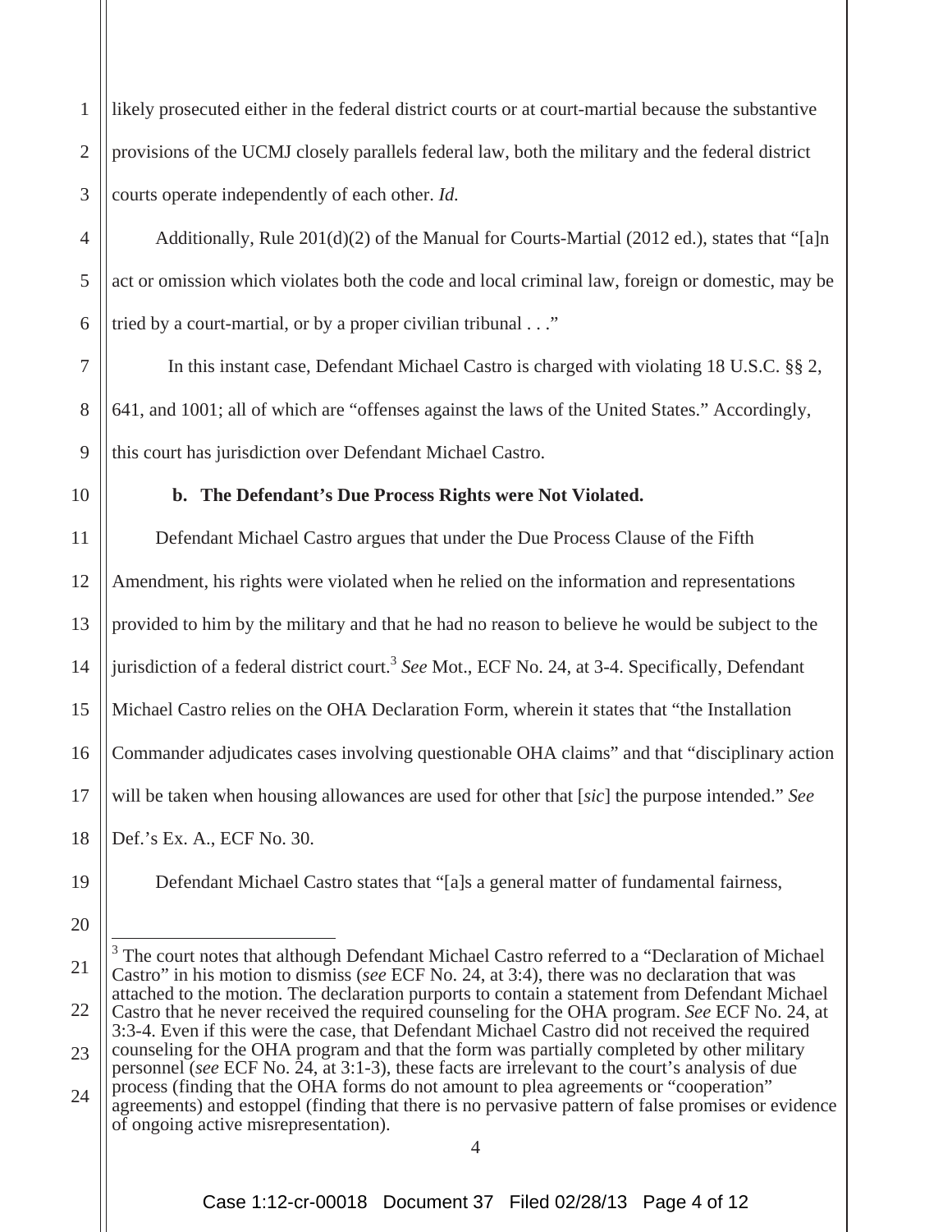likely prosecuted either in the federal district courts or at court-martial because the substantive provisions of the UCMJ closely parallels federal law, both the military and the federal district courts operate independently of each other. *Id.*

Additionally, Rule 201(d)(2) of the Manual for Courts-Martial (2012 ed.), states that "[a]n act or omission which violates both the code and local criminal law, foreign or domestic, may be tried by a court-martial, or by a proper civilian tribunal . . ."

In this instant case, Defendant Michael Castro is charged with violating 18 U.S.C. §§ 2, 641, and 1001; all of which are "offenses against the laws of the United States." Accordingly, this court has jurisdiction over Defendant Michael Castro.

**b. The Defendant's Due Process Rights were Not Violated.**

Defendant Michael Castro argues that under the Due Process Clause of the Fifth Amendment, his rights were violated when he relied on the information and representations provided to him by the military and that he had no reason to believe he would be subject to the jurisdiction of a federal district court.[3] *See* Mot., ECF No. 24, at 3-4. Specifically, Defendant Michael Castro relies on the OHA Declaration Form, wherein it states that "the Installation Commander adjudicates cases involving questionable OHA claims" and that "disciplinary action will be taken when housing allowances are used for other that [*sic*] the purpose intended." *See* Def.'s Ex. A., ECF No. 30.

Defendant Michael Castro states that "[a]s a general matter of fundamental fairness,

---

[3] The court notes that although Defendant Michael Castro referred to a "Declaration of Michael Castro" in his motion to dismiss (*see* ECF No. 24, at 3:4), there was no declaration that was attached to the motion. The declaration purports to contain a statement from Defendant Michael Castro that he never received the required counseling for the OHA program. *See* ECF No. 24, at 3:3-4. Even if this were the case, that Defendant Michael Castro did not received the required counseling for the OHA program and that the form was partially completed by other military personnel (*see* ECF No. 24, at 3:1-3), these facts are irrelevant to the court's analysis of due process (finding that the OHA forms do not amount to plea agreements or "cooperation" agreements) and estoppel (finding that there is no pervasive pattern of false promises or evidence of ongoing active misrepresentation).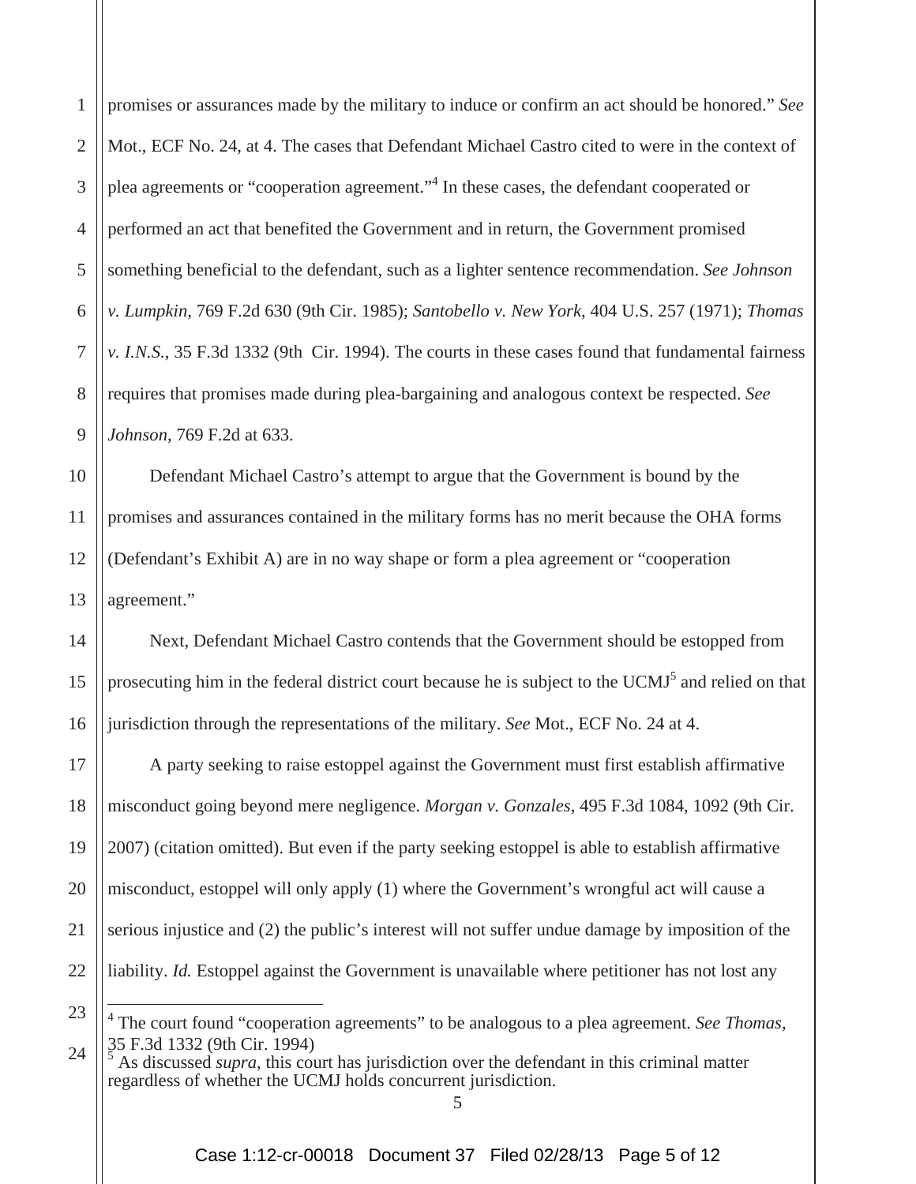promises or assurances made by the military to induce or confirm an act should be honored." *See* Mot., ECF No. 24, at 4. The cases that Defendant Michael Castro cited to were in the context of plea agreements or "cooperation agreement."[4] In these cases, the defendant cooperated or performed an act that benefited the Government and in return, the Government promised something beneficial to the defendant, such as a lighter sentence recommendation. *See Johnson v. Lumpkin*, 769 F.2d 630 (9th Cir. 1985); *Santobello v. New York*, 404 U.S. 257 (1971); *Thomas v. I.N.S.*, 35 F.3d 1332 (9th Cir. 1994). The courts in these cases found that fundamental fairness requires that promises made during plea-bargaining and analogous context be respected. *See Johnson*, 769 F.2d at 633.

Defendant Michael Castro's attempt to argue that the Government is bound by the promises and assurances contained in the military forms has no merit because the OHA forms (Defendant's Exhibit A) are in no way shape or form a plea agreement or "cooperation agreement."

Next, Defendant Michael Castro contends that the Government should be estopped from prosecuting him in the federal district court because he is subject to the UCMJ[5] and relied on that jurisdiction through the representations of the military. *See* Mot., ECF No. 24 at 4.

A party seeking to raise estoppel against the Government must first establish affirmative misconduct going beyond mere negligence. *Morgan v. Gonzales*, 495 F.3d 1084, 1092 (9th Cir. 2007) (citation omitted). But even if the party seeking estoppel is able to establish affirmative misconduct, estoppel will only apply (1) where the Government's wrongful act will cause a serious injustice and (2) the public's interest will not suffer undue damage by imposition of the liability. *Id.* Estoppel against the Government is unavailable where petitioner has not lost any

---

[4] The court found "cooperation agreements" to be analogous to a plea agreement. *See Thomas*, 35 F.3d 1332 (9th Cir. 1994)

[5] As discussed *supra*, this court has jurisdiction over the defendant in this criminal matter regardless of whether the UCMJ holds concurrent jurisdiction.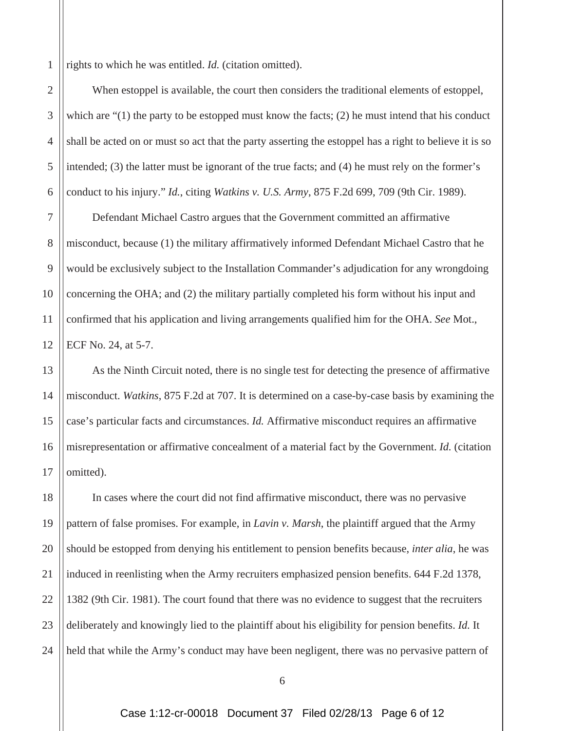rights to which he was entitled. *Id.* (citation omitted).

When estoppel is available, the court then considers the traditional elements of estoppel, which are "(1) the party to be estopped must know the facts; (2) he must intend that his conduct shall be acted on or must so act that the party asserting the estoppel has a right to believe it is so intended; (3) the latter must be ignorant of the true facts; and (4) he must rely on the former's conduct to his injury." *Id.*, citing *Watkins v. U.S. Army*, 875 F.2d 699, 709 (9th Cir. 1989).

Defendant Michael Castro argues that the Government committed an affirmative misconduct, because (1) the military affirmatively informed Defendant Michael Castro that he would be exclusively subject to the Installation Commander's adjudication for any wrongdoing concerning the OHA; and (2) the military partially completed his form without his input and confirmed that his application and living arrangements qualified him for the OHA. *See* Mot., ECF No. 24, at 5-7.

As the Ninth Circuit noted, there is no single test for detecting the presence of affirmative misconduct. *Watkins*, 875 F.2d at 707. It is determined on a case-by-case basis by examining the case's particular facts and circumstances. *Id.* Affirmative misconduct requires an affirmative misrepresentation or affirmative concealment of a material fact by the Government. *Id.* (citation omitted).

In cases where the court did not find affirmative misconduct, there was no pervasive pattern of false promises. For example, in *Lavin v. Marsh*, the plaintiff argued that the Army should be estopped from denying his entitlement to pension benefits because, *inter alia*, he was induced in reenlisting when the Army recruiters emphasized pension benefits. 644 F.2d 1378, 1382 (9th Cir. 1981). The court found that there was no evidence to suggest that the recruiters deliberately and knowingly lied to the plaintiff about his eligibility for pension benefits. *Id.* It held that while the Army's conduct may have been negligent, there was no pervasive pattern of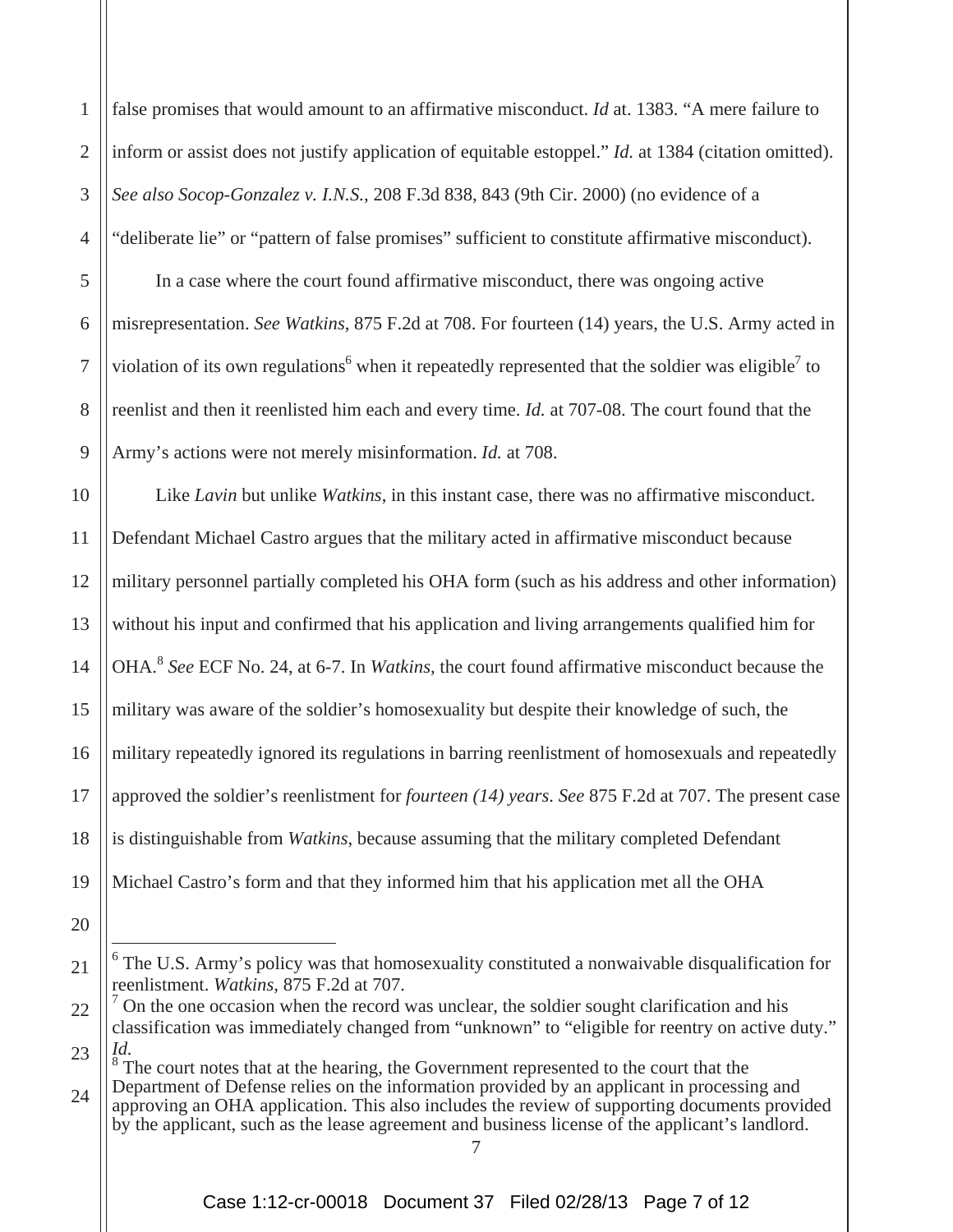false promises that would amount to an affirmative misconduct. *Id* at. 1383. "A mere failure to inform or assist does not justify application of equitable estoppel." *Id.* at 1384 (citation omitted). *See also Socop-Gonzalez v. I.N.S.*, 208 F.3d 838, 843 (9th Cir. 2000) (no evidence of a "deliberate lie" or "pattern of false promises" sufficient to constitute affirmative misconduct).

In a case where the court found affirmative misconduct, there was ongoing active misrepresentation. *See Watkins*, 875 F.2d at 708. For fourteen (14) years, the U.S. Army acted in violation of its own regulations[6] when it repeatedly represented that the soldier was eligible[7] to reenlist and then it reenlisted him each and every time. *Id.* at 707-08. The court found that the Army's actions were not merely misinformation. *Id.* at 708.

Like *Lavin* but unlike *Watkins*, in this instant case, there was no affirmative misconduct. Defendant Michael Castro argues that the military acted in affirmative misconduct because military personnel partially completed his OHA form (such as his address and other information) without his input and confirmed that his application and living arrangements qualified him for OHA.[8] *See* ECF No. 24, at 6-7. In *Watkins*, the court found affirmative misconduct because the military was aware of the soldier's homosexuality but despite their knowledge of such, the military repeatedly ignored its regulations in barring reenlistment of homosexuals and repeatedly approved the soldier's reenlistment for *fourteen (14) years*. *See* 875 F.2d at 707. The present case is distinguishable from *Watkins*, because assuming that the military completed Defendant Michael Castro's form and that they informed him that his application met all the OHA

---

[6] The U.S. Army's policy was that homosexuality constituted a nonwaivable disqualification for reenlistment. *Watkins*, 875 F.2d at 707.

[7] On the one occasion when the record was unclear, the soldier sought clarification and his classification was immediately changed from "unknown" to "eligible for reentry on active duty." *Id.*

[8] The court notes that at the hearing, the Government represented to the court that the Department of Defense relies on the information provided by an applicant in processing and approving an OHA application. This also includes the review of supporting documents provided by the applicant, such as the lease agreement and business license of the applicant's landlord.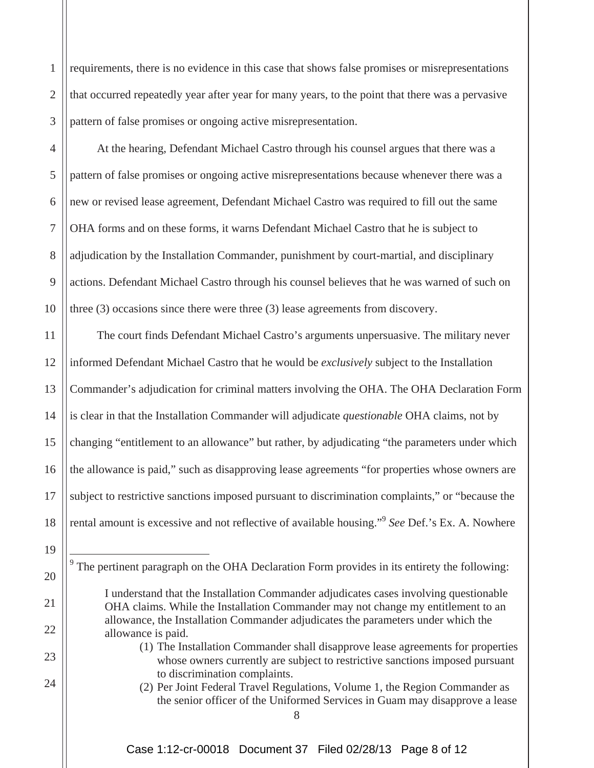requirements, there is no evidence in this case that shows false promises or misrepresentations that occurred repeatedly year after year for many years, to the point that there was a pervasive pattern of false promises or ongoing active misrepresentation.

At the hearing, Defendant Michael Castro through his counsel argues that there was a pattern of false promises or ongoing active misrepresentations because whenever there was a new or revised lease agreement, Defendant Michael Castro was required to fill out the same OHA forms and on these forms, it warns Defendant Michael Castro that he is subject to adjudication by the Installation Commander, punishment by court-martial, and disciplinary actions. Defendant Michael Castro through his counsel believes that he was warned of such on three (3) occasions since there were three (3) lease agreements from discovery.

The court finds Defendant Michael Castro's arguments unpersuasive. The military never informed Defendant Michael Castro that he would be *exclusively* subject to the Installation Commander's adjudication for criminal matters involving the OHA. The OHA Declaration Form is clear in that the Installation Commander will adjudicate *questionable* OHA claims, not by changing "entitlement to an allowance" but rather, by adjudicating "the parameters under which the allowance is paid," such as disapproving lease agreements "for properties whose owners are subject to restrictive sanctions imposed pursuant to discrimination complaints," or "because the rental amount is excessive and not reflective of available housing."[9] *See* Def.'s Ex. A. Nowhere

---

[9] The pertinent paragraph on the OHA Declaration Form provides in its entirety the following:

> I understand that the Installation Commander adjudicates cases involving questionable OHA claims. While the Installation Commander may not change my entitlement to an allowance, the Installation Commander adjudicates the parameters under which the allowance is paid.
>
> (1) The Installation Commander shall disapprove lease agreements for properties whose owners currently are subject to restrictive sanctions imposed pursuant to discrimination complaints.
>
> (2) Per Joint Federal Travel Regulations, Volume 1, the Region Commander as the senior officer of the Uniformed Services in Guam may disapprove a lease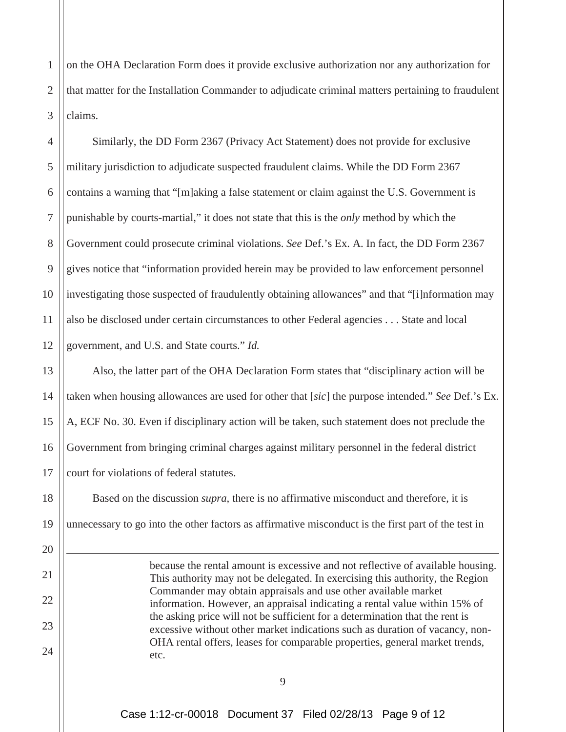on the OHA Declaration Form does it provide exclusive authorization nor any authorization for that matter for the Installation Commander to adjudicate criminal matters pertaining to fraudulent claims.

Similarly, the DD Form 2367 (Privacy Act Statement) does not provide for exclusive military jurisdiction to adjudicate suspected fraudulent claims. While the DD Form 2367 contains a warning that "[m]aking a false statement or claim against the U.S. Government is punishable by courts-martial," it does not state that this is the *only* method by which the Government could prosecute criminal violations. *See* Def.'s Ex. A. In fact, the DD Form 2367 gives notice that "information provided herein may be provided to law enforcement personnel investigating those suspected of fraudulently obtaining allowances" and that "[i]nformation may also be disclosed under certain circumstances to other Federal agencies . . . State and local government, and U.S. and State courts." *Id.*

Also, the latter part of the OHA Declaration Form states that "disciplinary action will be taken when housing allowances are used for other that [*sic*] the purpose intended." *See* Def.'s Ex. A, ECF No. 30. Even if disciplinary action will be taken, such statement does not preclude the Government from bringing criminal charges against military personnel in the federal district court for violations of federal statutes.

Based on the discussion *supra*, there is no affirmative misconduct and therefore, it is unnecessary to go into the other factors as affirmative misconduct is the first part of the test in

---

> because the rental amount is excessive and not reflective of available housing. This authority may not be delegated. In exercising this authority, the Region Commander may obtain appraisals and use other available market information. However, an appraisal indicating a rental value within 15% of the asking price will not be sufficient for a determination that the rent is excessive without other market indications such as duration of vacancy, non-OHA rental offers, leases for comparable properties, general market trends, etc.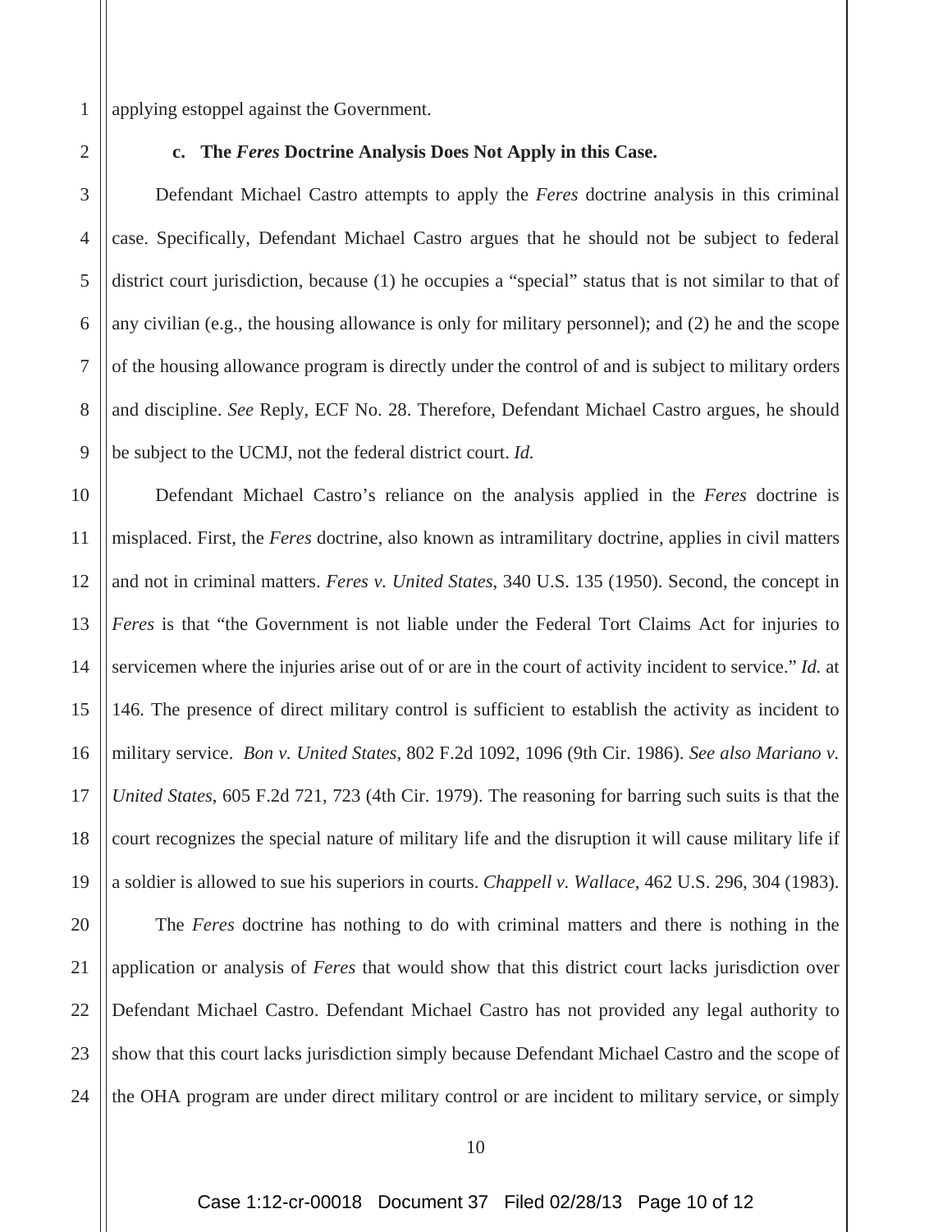applying estoppel against the Government.

### c. The *Feres* Doctrine Analysis Does Not Apply in this Case.

Defendant Michael Castro attempts to apply the *Feres* doctrine analysis in this criminal case. Specifically, Defendant Michael Castro argues that he should not be subject to federal district court jurisdiction, because (1) he occupies a "special" status that is not similar to that of any civilian (e.g., the housing allowance is only for military personnel); and (2) he and the scope of the housing allowance program is directly under the control of and is subject to military orders and discipline. *See* Reply, ECF No. 28. Therefore, Defendant Michael Castro argues, he should be subject to the UCMJ, not the federal district court. *Id.*

Defendant Michael Castro's reliance on the analysis applied in the *Feres* doctrine is misplaced. First, the *Feres* doctrine, also known as intramilitary doctrine, applies in civil matters and not in criminal matters. *Feres v. United States*, 340 U.S. 135 (1950). Second, the concept in *Feres* is that "the Government is not liable under the Federal Tort Claims Act for injuries to servicemen where the injuries arise out of or are in the court of activity incident to service." *Id.* at 146. The presence of direct military control is sufficient to establish the activity as incident to military service. *Bon v. United States*, 802 F.2d 1092, 1096 (9th Cir. 1986). *See also Mariano v. United States*, 605 F.2d 721, 723 (4th Cir. 1979). The reasoning for barring such suits is that the court recognizes the special nature of military life and the disruption it will cause military life if a soldier is allowed to sue his superiors in courts. *Chappell v. Wallace*, 462 U.S. 296, 304 (1983).

The *Feres* doctrine has nothing to do with criminal matters and there is nothing in the application or analysis of *Feres* that would show that this district court lacks jurisdiction over Defendant Michael Castro. Defendant Michael Castro has not provided any legal authority to show that this court lacks jurisdiction simply because Defendant Michael Castro and the scope of the OHA program are under direct military control or are incident to military service, or simply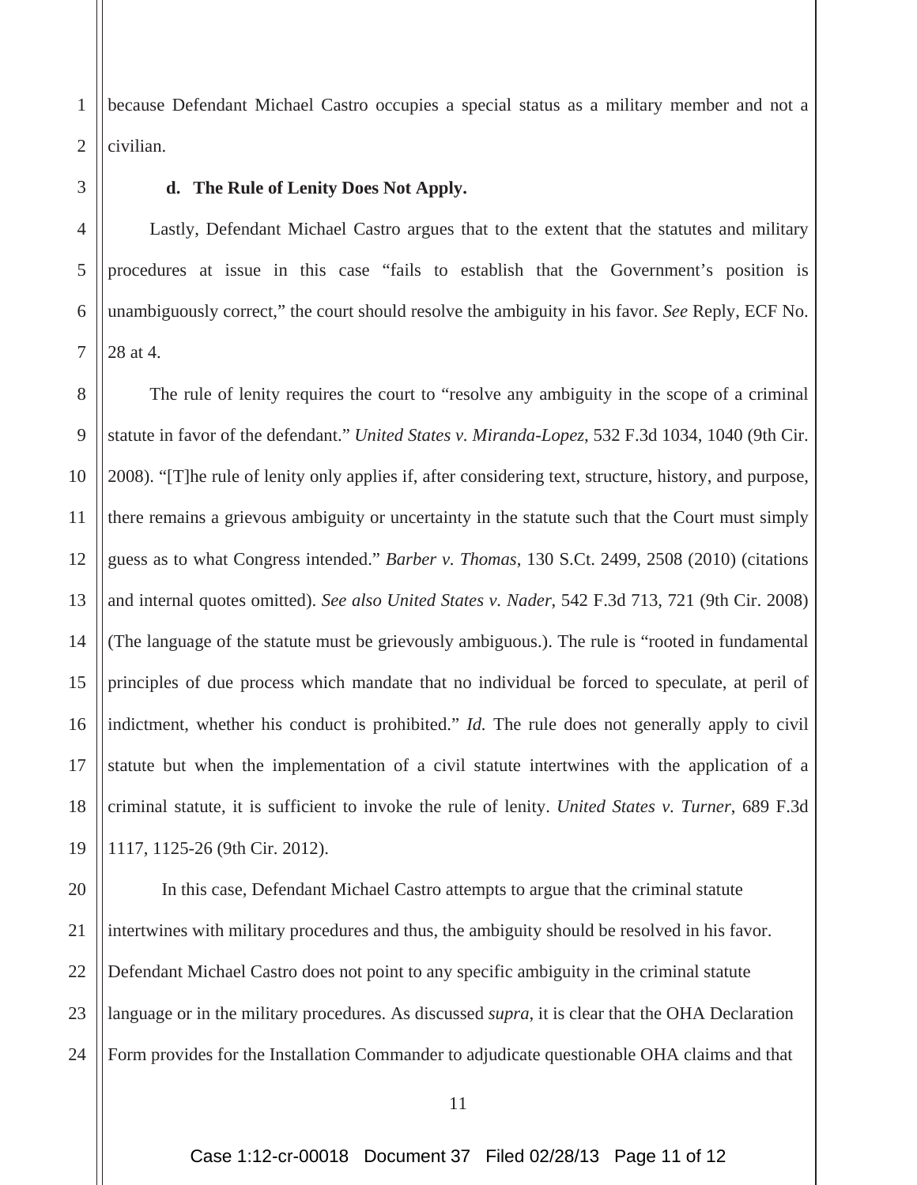because Defendant Michael Castro occupies a special status as a military member and not a civilian.

**d. The Rule of Lenity Does Not Apply.**

Lastly, Defendant Michael Castro argues that to the extent that the statutes and military procedures at issue in this case "fails to establish that the Government's position is unambiguously correct," the court should resolve the ambiguity in his favor. *See* Reply, ECF No. 28 at 4.

The rule of lenity requires the court to "resolve any ambiguity in the scope of a criminal statute in favor of the defendant." *United States v. Miranda-Lopez*, 532 F.3d 1034, 1040 (9th Cir. 2008). "[T]he rule of lenity only applies if, after considering text, structure, history, and purpose, there remains a grievous ambiguity or uncertainty in the statute such that the Court must simply guess as to what Congress intended." *Barber v. Thomas*, 130 S.Ct. 2499, 2508 (2010) (citations and internal quotes omitted). *See also United States v. Nader*, 542 F.3d 713, 721 (9th Cir. 2008) (The language of the statute must be grievously ambiguous.). The rule is "rooted in fundamental principles of due process which mandate that no individual be forced to speculate, at peril of indictment, whether his conduct is prohibited." *Id.* The rule does not generally apply to civil statute but when the implementation of a civil statute intertwines with the application of a criminal statute, it is sufficient to invoke the rule of lenity. *United States v. Turner*, 689 F.3d 1117, 1125-26 (9th Cir. 2012).

In this case, Defendant Michael Castro attempts to argue that the criminal statute intertwines with military procedures and thus, the ambiguity should be resolved in his favor. Defendant Michael Castro does not point to any specific ambiguity in the criminal statute language or in the military procedures. As discussed *supra*, it is clear that the OHA Declaration Form provides for the Installation Commander to adjudicate questionable OHA claims and that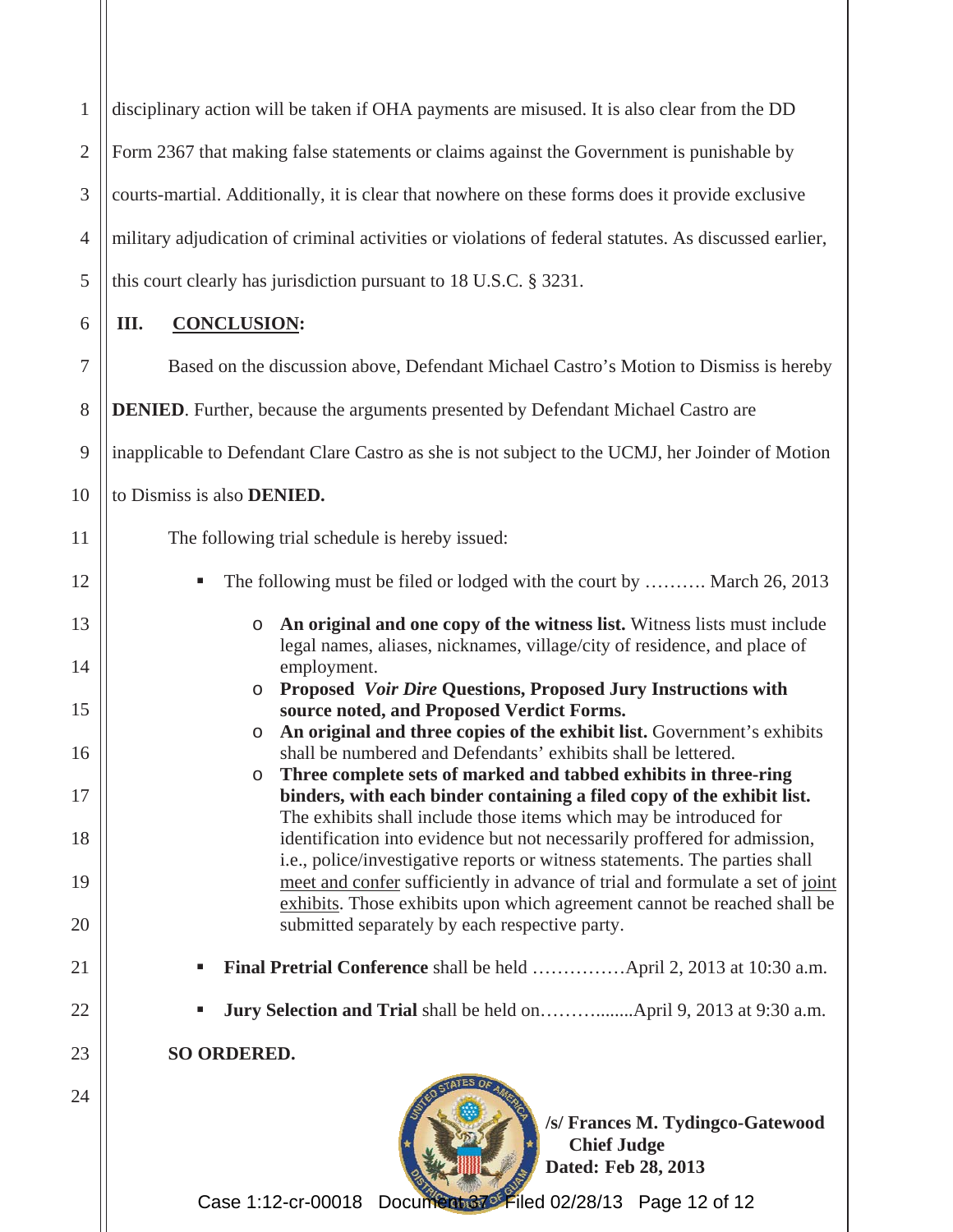disciplinary action will be taken if OHA payments are misused. It is also clear from the DD Form 2367 that making false statements or claims against the Government is punishable by courts-martial. Additionally, it is clear that nowhere on these forms does it provide exclusive military adjudication of criminal activities or violations of federal statutes. As discussed earlier, this court clearly has jurisdiction pursuant to 18 U.S.C. § 3231.

## III. CONCLUSION:

Based on the discussion above, Defendant Michael Castro's Motion to Dismiss is hereby **DENIED**. Further, because the arguments presented by Defendant Michael Castro are inapplicable to Defendant Clare Castro as she is not subject to the UCMJ, her Joinder of Motion to Dismiss is also **DENIED.**

The following trial schedule is hereby issued:

- The following must be filed or lodged with the court by ………. March 26, 2013
  - **An original and one copy of the witness list.** Witness lists must include legal names, aliases, nicknames, village/city of residence, and place of employment.
  - **Proposed *Voir Dire* Questions, Proposed Jury Instructions with source noted, and Proposed Verdict Forms.**
  - **An original and three copies of the exhibit list.** Government's exhibits shall be numbered and Defendants' exhibits shall be lettered.
  - **Three complete sets of marked and tabbed exhibits in three-ring binders, with each binder containing a filed copy of the exhibit list.** The exhibits shall include those items which may be introduced for identification into evidence but not necessarily proffered for admission, i.e., police/investigative reports or witness statements. The parties shall meet and confer sufficiently in advance of trial and formulate a set of joint exhibits. Those exhibits upon which agreement cannot be reached shall be submitted separately by each respective party.
- **Final Pretrial Conference** shall be held ……………April 2, 2013 at 10:30 a.m.
- **Jury Selection and Trial** shall be held on……….......April 9, 2013 at 9:30 a.m.

**SO ORDERED.**

**/s/ Frances M. Tydingco-Gatewood**
**Chief Judge**
**Dated: Feb 28, 2013**